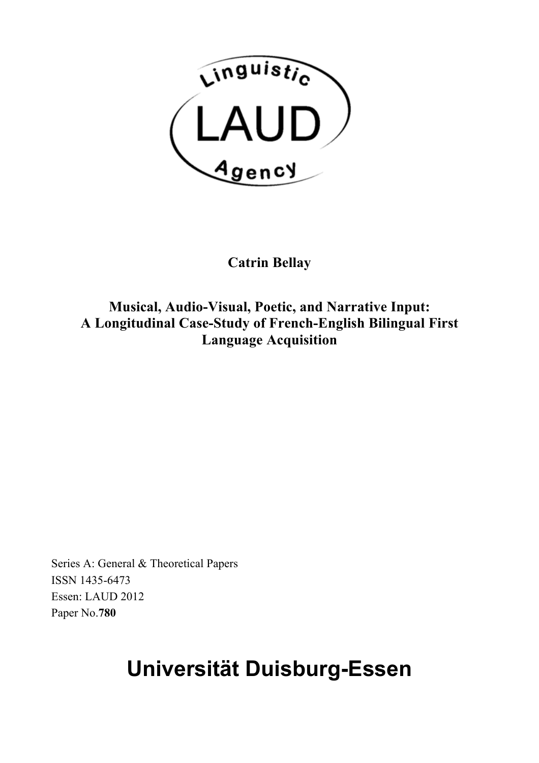Linguistic

LAUD

Agency

**Catrin Bellay**

**Musical, Audio-Visual, Poetic, and Narrative Input:**
**A Longitudinal Case-Study of French-English Bilingual First Language Acquisition**

Series A: General & Theoretical Papers
ISSN 1435-6473
Essen: LAUD 2012
Paper No.**780**

# Universität Duisburg-Essen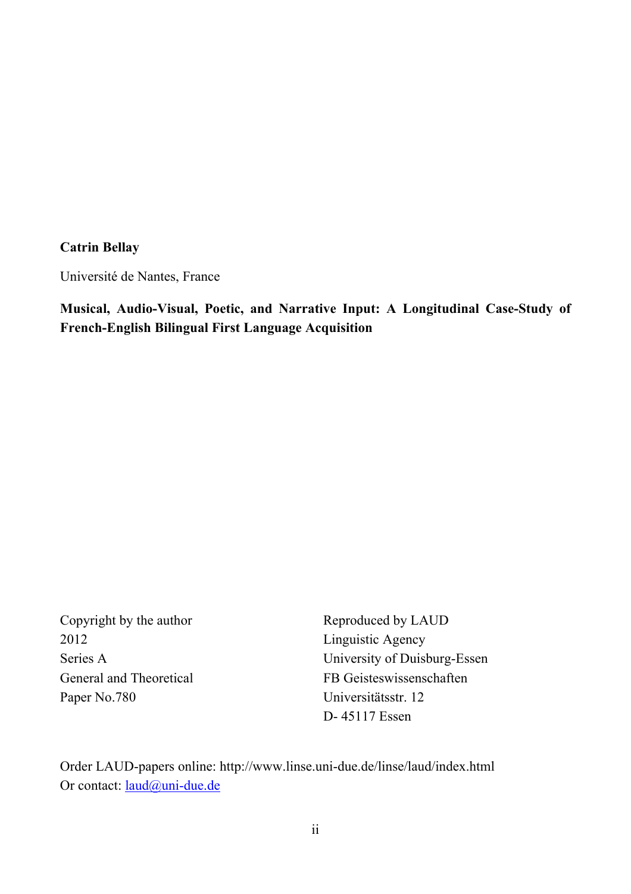**Catrin Bellay**

Université de Nantes, France

**Musical, Audio-Visual, Poetic, and Narrative Input: A Longitudinal Case-Study of French-English Bilingual First Language Acquisition**

Copyright by the author
2012
Series A
General and Theoretical
Paper No.780

Reproduced by LAUD
Linguistic Agency
University of Duisburg-Essen
FB Geisteswissenschaften
Universitätsstr. 12
D- 45117 Essen

Order LAUD-papers online: http://www.linse.uni-due.de/linse/laud/index.html
Or contact: laud@uni-due.de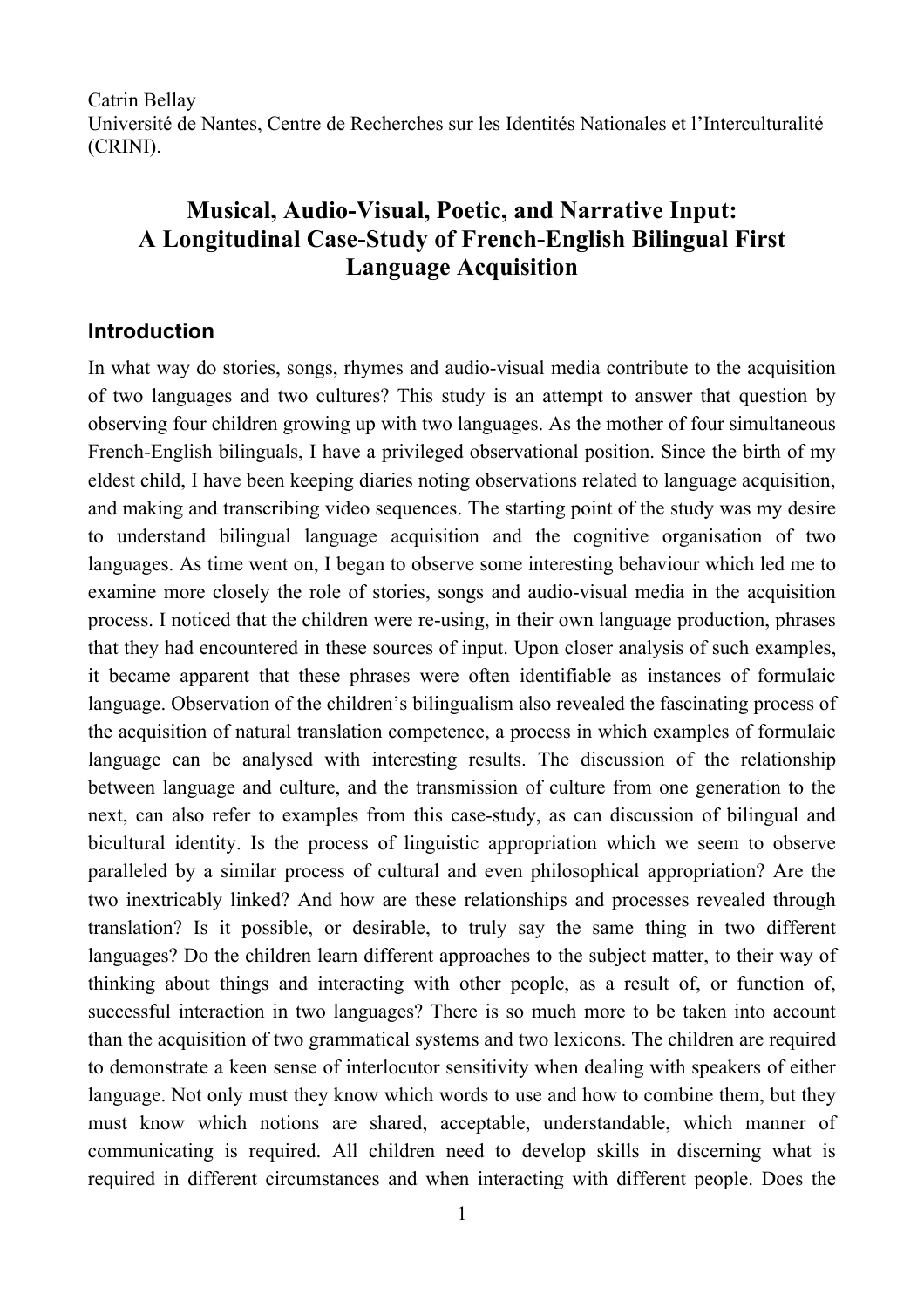Catrin Bellay
Université de Nantes, Centre de Recherches sur les Identités Nationales et l'Interculturalité (CRINI).

# Musical, Audio-Visual, Poetic, and Narrative Input: A Longitudinal Case-Study of French-English Bilingual First Language Acquisition

## Introduction

In what way do stories, songs, rhymes and audio-visual media contribute to the acquisition of two languages and two cultures? This study is an attempt to answer that question by observing four children growing up with two languages. As the mother of four simultaneous French-English bilinguals, I have a privileged observational position. Since the birth of my eldest child, I have been keeping diaries noting observations related to language acquisition, and making and transcribing video sequences. The starting point of the study was my desire to understand bilingual language acquisition and the cognitive organisation of two languages. As time went on, I began to observe some interesting behaviour which led me to examine more closely the role of stories, songs and audio-visual media in the acquisition process. I noticed that the children were re-using, in their own language production, phrases that they had encountered in these sources of input. Upon closer analysis of such examples, it became apparent that these phrases were often identifiable as instances of formulaic language. Observation of the children's bilingualism also revealed the fascinating process of the acquisition of natural translation competence, a process in which examples of formulaic language can be analysed with interesting results. The discussion of the relationship between language and culture, and the transmission of culture from one generation to the next, can also refer to examples from this case-study, as can discussion of bilingual and bicultural identity. Is the process of linguistic appropriation which we seem to observe paralleled by a similar process of cultural and even philosophical appropriation? Are the two inextricably linked? And how are these relationships and processes revealed through translation? Is it possible, or desirable, to truly say the same thing in two different languages? Do the children learn different approaches to the subject matter, to their way of thinking about things and interacting with other people, as a result of, or function of, successful interaction in two languages? There is so much more to be taken into account than the acquisition of two grammatical systems and two lexicons. The children are required to demonstrate a keen sense of interlocutor sensitivity when dealing with speakers of either language. Not only must they know which words to use and how to combine them, but they must know which notions are shared, acceptable, understandable, which manner of communicating is required. All children need to develop skills in discerning what is required in different circumstances and when interacting with different people. Does the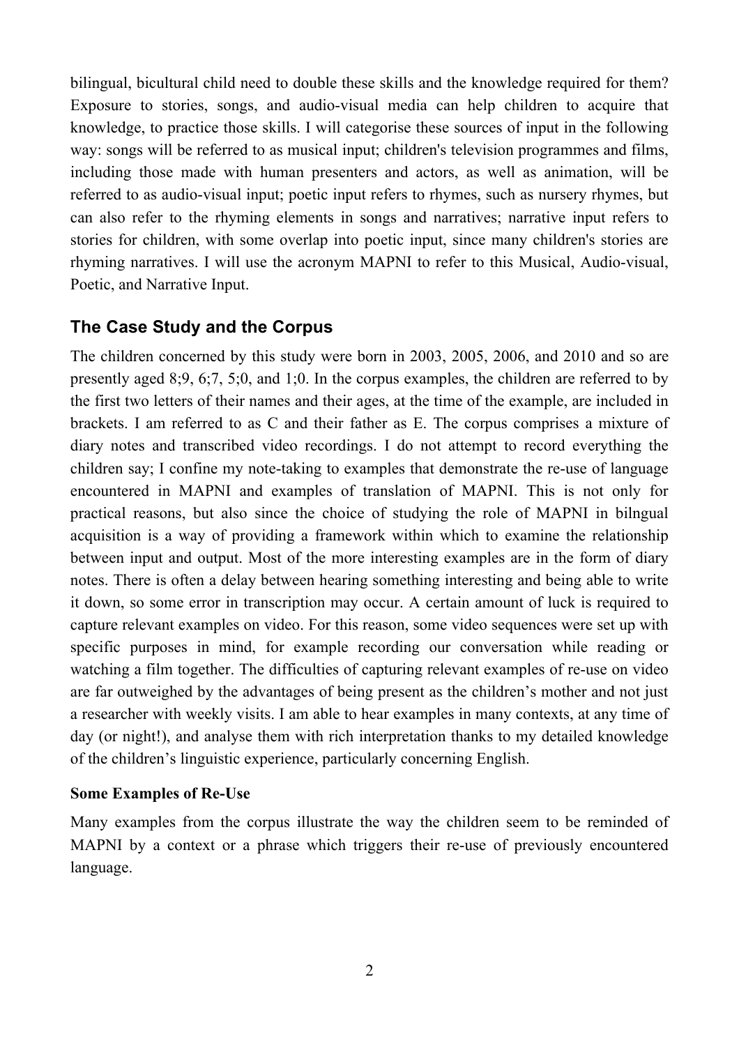bilingual, bicultural child need to double these skills and the knowledge required for them? Exposure to stories, songs, and audio-visual media can help children to acquire that knowledge, to practice those skills. I will categorise these sources of input in the following way: songs will be referred to as musical input; children's television programmes and films, including those made with human presenters and actors, as well as animation, will be referred to as audio-visual input; poetic input refers to rhymes, such as nursery rhymes, but can also refer to the rhyming elements in songs and narratives; narrative input refers to stories for children, with some overlap into poetic input, since many children's stories are rhyming narratives. I will use the acronym MAPNI to refer to this Musical, Audio-visual, Poetic, and Narrative Input.

## The Case Study and the Corpus

The children concerned by this study were born in 2003, 2005, 2006, and 2010 and so are presently aged 8;9, 6;7, 5;0, and 1;0. In the corpus examples, the children are referred to by the first two letters of their names and their ages, at the time of the example, are included in brackets. I am referred to as C and their father as E. The corpus comprises a mixture of diary notes and transcribed video recordings. I do not attempt to record everything the children say; I confine my note-taking to examples that demonstrate the re-use of language encountered in MAPNI and examples of translation of MAPNI. This is not only for practical reasons, but also since the choice of studying the role of MAPNI in bilngual acquisition is a way of providing a framework within which to examine the relationship between input and output. Most of the more interesting examples are in the form of diary notes. There is often a delay between hearing something interesting and being able to write it down, so some error in transcription may occur. A certain amount of luck is required to capture relevant examples on video. For this reason, some video sequences were set up with specific purposes in mind, for example recording our conversation while reading or watching a film together. The difficulties of capturing relevant examples of re-use on video are far outweighed by the advantages of being present as the children's mother and not just a researcher with weekly visits. I am able to hear examples in many contexts, at any time of day (or night!), and analyse them with rich interpretation thanks to my detailed knowledge of the children's linguistic experience, particularly concerning English.

### Some Examples of Re-Use

Many examples from the corpus illustrate the way the children seem to be reminded of MAPNI by a context or a phrase which triggers their re-use of previously encountered language.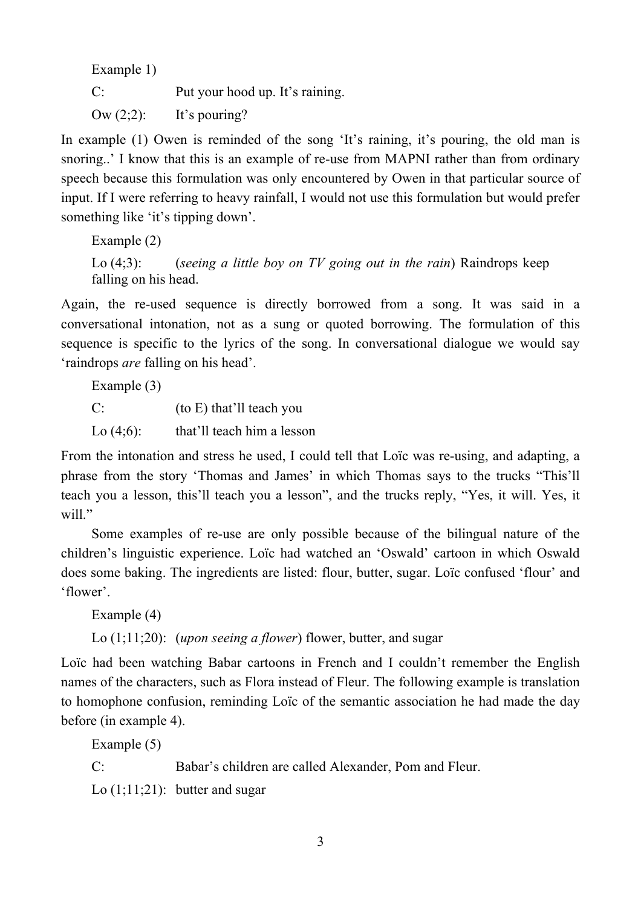Example 1)

C: Put your hood up. It's raining.

Ow (2;2): It's pouring?

In example (1) Owen is reminded of the song 'It's raining, it's pouring, the old man is snoring..' I know that this is an example of re-use from MAPNI rather than from ordinary speech because this formulation was only encountered by Owen in that particular source of input. If I were referring to heavy rainfall, I would not use this formulation but would prefer something like 'it's tipping down'.

Example (2)

Lo (4;3): (*seeing a little boy on TV going out in the rain*) Raindrops keep falling on his head.

Again, the re-used sequence is directly borrowed from a song. It was said in a conversational intonation, not as a sung or quoted borrowing. The formulation of this sequence is specific to the lyrics of the song. In conversational dialogue we would say 'raindrops *are* falling on his head'.

Example (3)

C: (to E) that'll teach you

Lo (4;6): that'll teach him a lesson

From the intonation and stress he used, I could tell that Loïc was re-using, and adapting, a phrase from the story 'Thomas and James' in which Thomas says to the trucks "This'll teach you a lesson, this'll teach you a lesson", and the trucks reply, "Yes, it will. Yes, it will."

Some examples of re-use are only possible because of the bilingual nature of the children's linguistic experience. Loïc had watched an 'Oswald' cartoon in which Oswald does some baking. The ingredients are listed: flour, butter, sugar. Loïc confused 'flour' and 'flower'.

Example (4)

Lo (1;11;20): (*upon seeing a flower*) flower, butter, and sugar

Loïc had been watching Babar cartoons in French and I couldn't remember the English names of the characters, such as Flora instead of Fleur. The following example is translation to homophone confusion, reminding Loïc of the semantic association he had made the day before (in example 4).

Example (5)

C: Babar's children are called Alexander, Pom and Fleur.

Lo (1;11;21): butter and sugar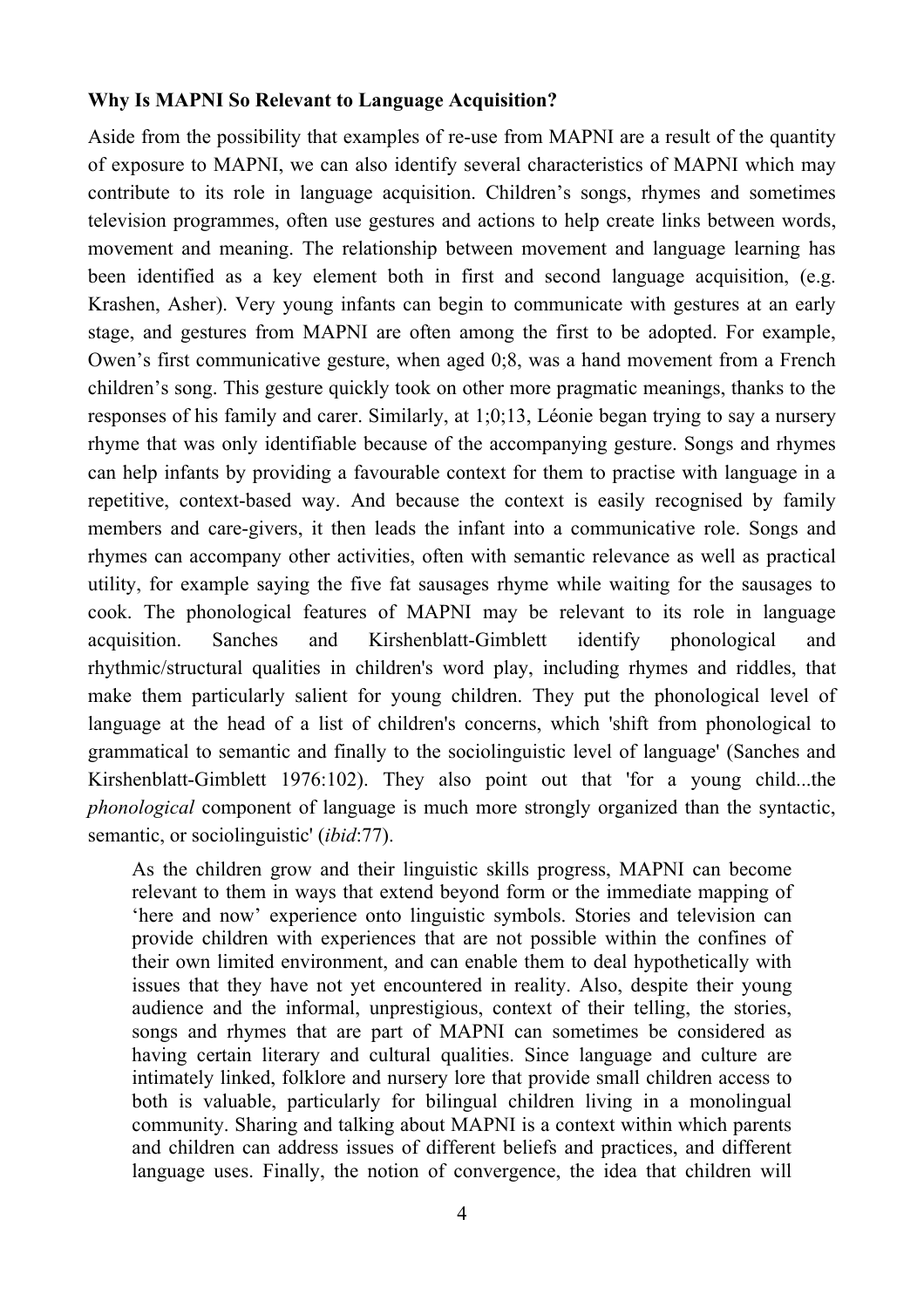**Why Is MAPNI So Relevant to Language Acquisition?**

Aside from the possibility that examples of re-use from MAPNI are a result of the quantity of exposure to MAPNI, we can also identify several characteristics of MAPNI which may contribute to its role in language acquisition. Children's songs, rhymes and sometimes television programmes, often use gestures and actions to help create links between words, movement and meaning. The relationship between movement and language learning has been identified as a key element both in first and second language acquisition, (e.g. Krashen, Asher). Very young infants can begin to communicate with gestures at an early stage, and gestures from MAPNI are often among the first to be adopted. For example, Owen's first communicative gesture, when aged 0;8, was a hand movement from a French children's song. This gesture quickly took on other more pragmatic meanings, thanks to the responses of his family and carer. Similarly, at 1;0;13, Léonie began trying to say a nursery rhyme that was only identifiable because of the accompanying gesture. Songs and rhymes can help infants by providing a favourable context for them to practise with language in a repetitive, context-based way. And because the context is easily recognised by family members and care-givers, it then leads the infant into a communicative role. Songs and rhymes can accompany other activities, often with semantic relevance as well as practical utility, for example saying the five fat sausages rhyme while waiting for the sausages to cook. The phonological features of MAPNI may be relevant to its role in language acquisition. Sanches and Kirshenblatt-Gimblett identify phonological and rhythmic/structural qualities in children's word play, including rhymes and riddles, that make them particularly salient for young children. They put the phonological level of language at the head of a list of children's concerns, which 'shift from phonological to grammatical to semantic and finally to the sociolinguistic level of language' (Sanches and Kirshenblatt-Gimblett 1976:102). They also point out that 'for a young child...the *phonological* component of language is much more strongly organized than the syntactic, semantic, or sociolinguistic' (*ibid*:77).

> As the children grow and their linguistic skills progress, MAPNI can become relevant to them in ways that extend beyond form or the immediate mapping of 'here and now' experience onto linguistic symbols. Stories and television can provide children with experiences that are not possible within the confines of their own limited environment, and can enable them to deal hypothetically with issues that they have not yet encountered in reality. Also, despite their young audience and the informal, unprestigious, context of their telling, the stories, songs and rhymes that are part of MAPNI can sometimes be considered as having certain literary and cultural qualities. Since language and culture are intimately linked, folklore and nursery lore that provide small children access to both is valuable, particularly for bilingual children living in a monolingual community. Sharing and talking about MAPNI is a context within which parents and children can address issues of different beliefs and practices, and different language uses. Finally, the notion of convergence, the idea that children will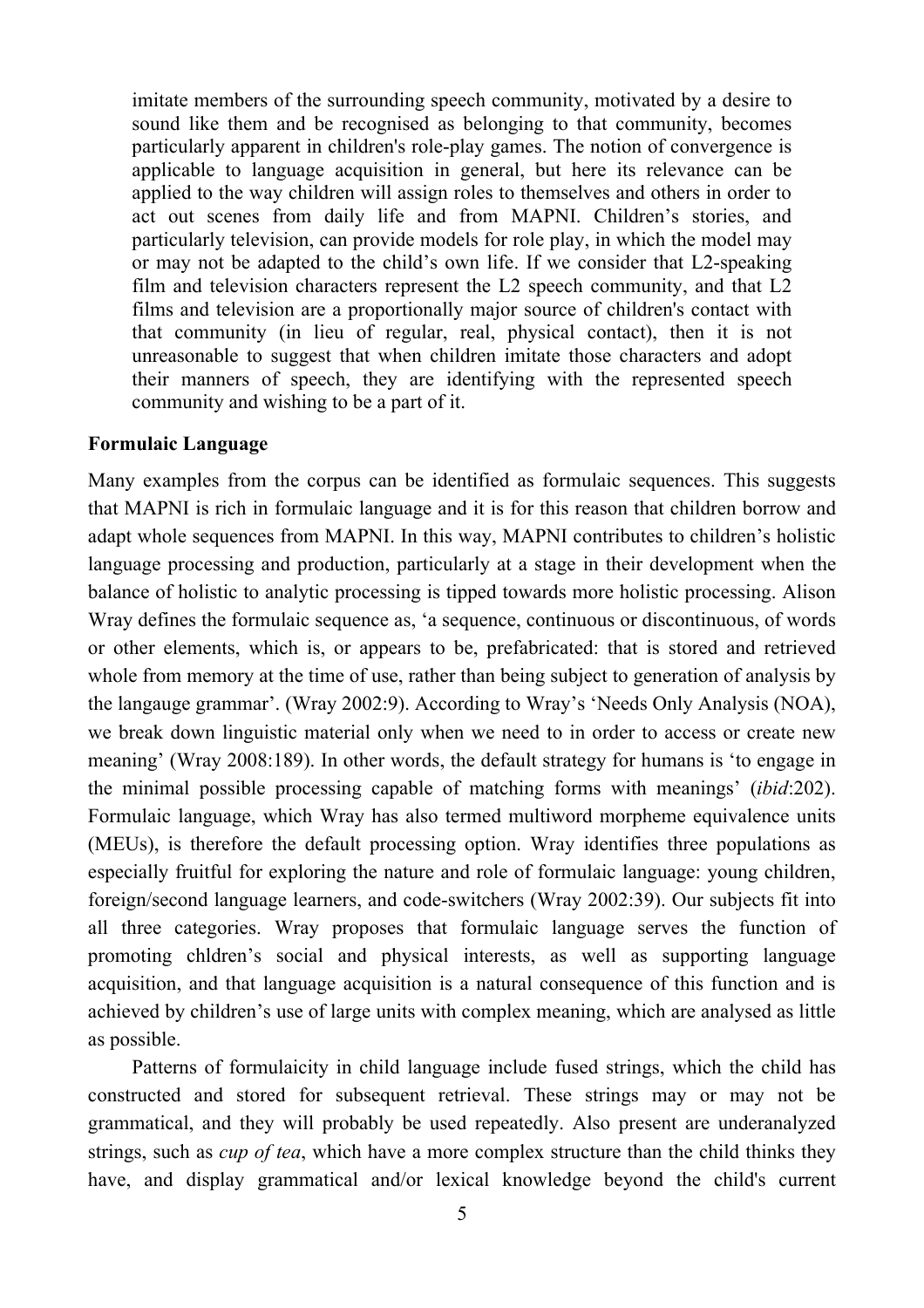imitate members of the surrounding speech community, motivated by a desire to sound like them and be recognised as belonging to that community, becomes particularly apparent in children's role-play games. The notion of convergence is applicable to language acquisition in general, but here its relevance can be applied to the way children will assign roles to themselves and others in order to act out scenes from daily life and from MAPNI. Children's stories, and particularly television, can provide models for role play, in which the model may or may not be adapted to the child's own life. If we consider that L2-speaking film and television characters represent the L2 speech community, and that L2 films and television are a proportionally major source of children's contact with that community (in lieu of regular, real, physical contact), then it is not unreasonable to suggest that when children imitate those characters and adopt their manners of speech, they are identifying with the represented speech community and wishing to be a part of it.

**Formulaic Language**

Many examples from the corpus can be identified as formulaic sequences. This suggests that MAPNI is rich in formulaic language and it is for this reason that children borrow and adapt whole sequences from MAPNI. In this way, MAPNI contributes to children's holistic language processing and production, particularly at a stage in their development when the balance of holistic to analytic processing is tipped towards more holistic processing. Alison Wray defines the formulaic sequence as, 'a sequence, continuous or discontinuous, of words or other elements, which is, or appears to be, prefabricated: that is stored and retrieved whole from memory at the time of use, rather than being subject to generation of analysis by the langauge grammar'. (Wray 2002:9). According to Wray's 'Needs Only Analysis (NOA), we break down linguistic material only when we need to in order to access or create new meaning' (Wray 2008:189). In other words, the default strategy for humans is 'to engage in the minimal possible processing capable of matching forms with meanings' (*ibid*:202). Formulaic language, which Wray has also termed multiword morpheme equivalence units (MEUs), is therefore the default processing option. Wray identifies three populations as especially fruitful for exploring the nature and role of formulaic language: young children, foreign/second language learners, and code-switchers (Wray 2002:39). Our subjects fit into all three categories. Wray proposes that formulaic language serves the function of promoting chldren's social and physical interests, as well as supporting language acquisition, and that language acquisition is a natural consequence of this function and is achieved by children's use of large units with complex meaning, which are analysed as little as possible.

Patterns of formulaicity in child language include fused strings, which the child has constructed and stored for subsequent retrieval. These strings may or may not be grammatical, and they will probably be used repeatedly. Also present are underanalyzed strings, such as *cup of tea*, which have a more complex structure than the child thinks they have, and display grammatical and/or lexical knowledge beyond the child's current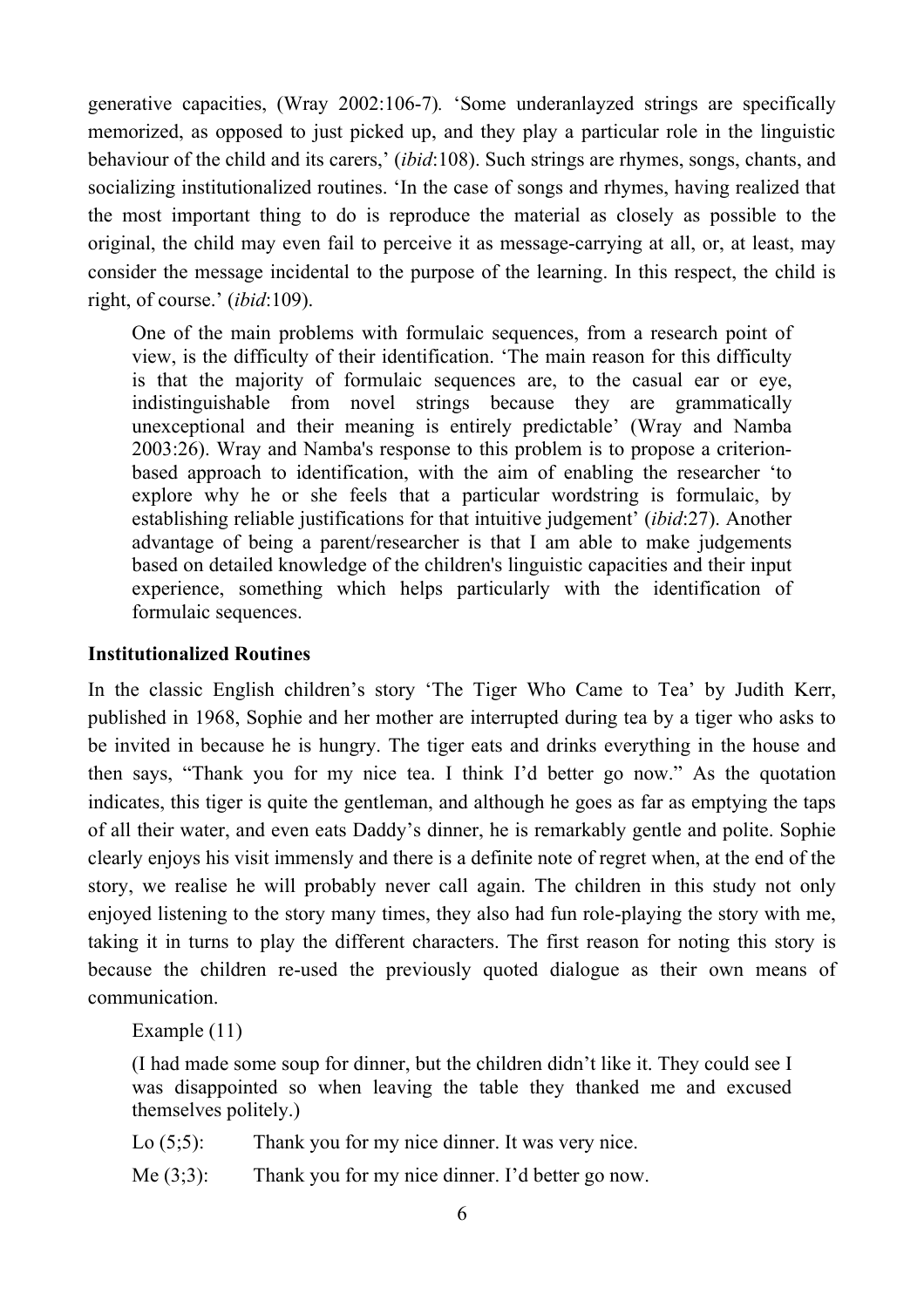generative capacities, (Wray 2002:106-7). 'Some underanlayzed strings are specifically memorized, as opposed to just picked up, and they play a particular role in the linguistic behaviour of the child and its carers,' (*ibid*:108). Such strings are rhymes, songs, chants, and socializing institutionalized routines. 'In the case of songs and rhymes, having realized that the most important thing to do is reproduce the material as closely as possible to the original, the child may even fail to perceive it as message-carrying at all, or, at least, may consider the message incidental to the purpose of the learning. In this respect, the child is right, of course.' (*ibid*:109).

> One of the main problems with formulaic sequences, from a research point of view, is the difficulty of their identification. 'The main reason for this difficulty is that the majority of formulaic sequences are, to the casual ear or eye, indistinguishable from novel strings because they are grammatically unexceptional and their meaning is entirely predictable' (Wray and Namba 2003:26). Wray and Namba's response to this problem is to propose a criterion-based approach to identification, with the aim of enabling the researcher 'to explore why he or she feels that a particular wordstring is formulaic, by establishing reliable justifications for that intuitive judgement' (*ibid*:27). Another advantage of being a parent/researcher is that I am able to make judgements based on detailed knowledge of the children's linguistic capacities and their input experience, something which helps particularly with the identification of formulaic sequences.

**Institutionalized Routines**

In the classic English children's story 'The Tiger Who Came to Tea' by Judith Kerr, published in 1968, Sophie and her mother are interrupted during tea by a tiger who asks to be invited in because he is hungry. The tiger eats and drinks everything in the house and then says, "Thank you for my nice tea. I think I'd better go now." As the quotation indicates, this tiger is quite the gentleman, and although he goes as far as emptying the taps of all their water, and even eats Daddy's dinner, he is remarkably gentle and polite. Sophie clearly enjoys his visit immensely and there is a definite note of regret when, at the end of the story, we realise he will probably never call again. The children in this study not only enjoyed listening to the story many times, they also had fun role-playing the story with me, taking it in turns to play the different characters. The first reason for noting this story is because the children re-used the previously quoted dialogue as their own means of communication.

> Example (11)
>
> (I had made some soup for dinner, but the children didn't like it. They could see I was disappointed so when leaving the table they thanked me and excused themselves politely.)
>
> Lo (5;5): Thank you for my nice dinner. It was very nice.
>
> Me (3;3): Thank you for my nice dinner. I'd better go now.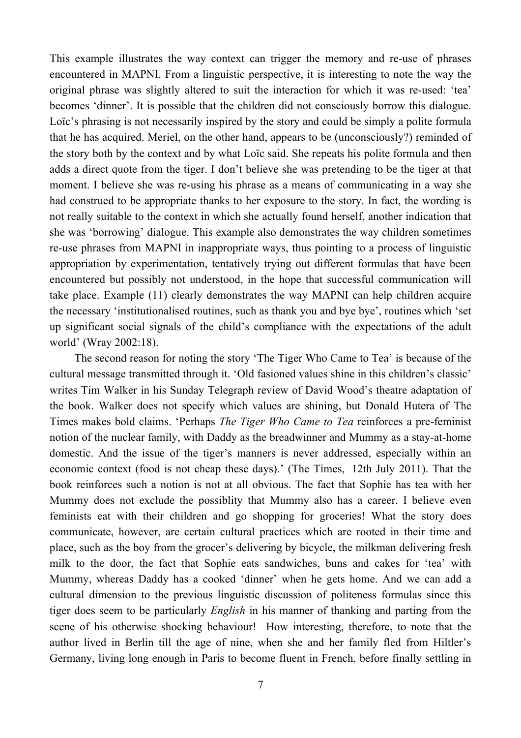This example illustrates the way context can trigger the memory and re-use of phrases encountered in MAPNI. From a linguistic perspective, it is interesting to note the way the original phrase was slightly altered to suit the interaction for which it was re-used: 'tea' becomes 'dinner'. It is possible that the children did not consciously borrow this dialogue. Loïc's phrasing is not necessarily inspired by the story and could be simply a polite formula that he has acquired. Meriel, on the other hand, appears to be (unconsciously?) reminded of the story both by the context and by what Loïc said. She repeats his polite formula and then adds a direct quote from the tiger. I don't believe she was pretending to be the tiger at that moment. I believe she was re-using his phrase as a means of communicating in a way she had construed to be appropriate thanks to her exposure to the story. In fact, the wording is not really suitable to the context in which she actually found herself, another indication that she was 'borrowing' dialogue. This example also demonstrates the way children sometimes re-use phrases from MAPNI in inappropriate ways, thus pointing to a process of linguistic appropriation by experimentation, tentatively trying out different formulas that have been encountered but possibly not understood, in the hope that successful communication will take place. Example (11) clearly demonstrates the way MAPNI can help children acquire the necessary 'institutionalised routines, such as thank you and bye bye', routines which 'set up significant social signals of the child's compliance with the expectations of the adult world' (Wray 2002:18).

The second reason for noting the story 'The Tiger Who Came to Tea' is because of the cultural message transmitted through it. 'Old fasioned values shine in this children's classic' writes Tim Walker in his Sunday Telegraph review of David Wood's theatre adaptation of the book. Walker does not specify which values are shining, but Donald Hutera of The Times makes bold claims. 'Perhaps *The Tiger Who Came to Tea* reinforces a pre-feminist notion of the nuclear family, with Daddy as the breadwinner and Mummy as a stay-at-home domestic. And the issue of the tiger's manners is never addressed, especially within an economic context (food is not cheap these days).' (The Times, 12th July 2011). That the book reinforces such a notion is not at all obvious. The fact that Sophie has tea with her Mummy does not exclude the possiblity that Mummy also has a career. I believe even feminists eat with their children and go shopping for groceries! What the story does communicate, however, are certain cultural practices which are rooted in their time and place, such as the boy from the grocer's delivering by bicycle, the milkman delivering fresh milk to the door, the fact that Sophie eats sandwiches, buns and cakes for 'tea' with Mummy, whereas Daddy has a cooked 'dinner' when he gets home. And we can add a cultural dimension to the previous linguistic discussion of politeness formulas since this tiger does seem to be particularly *English* in his manner of thanking and parting from the scene of his otherwise shocking behaviour! How interesting, therefore, to note that the author lived in Berlin till the age of nine, when she and her family fled from Hiltler's Germany, living long enough in Paris to become fluent in French, before finally settling in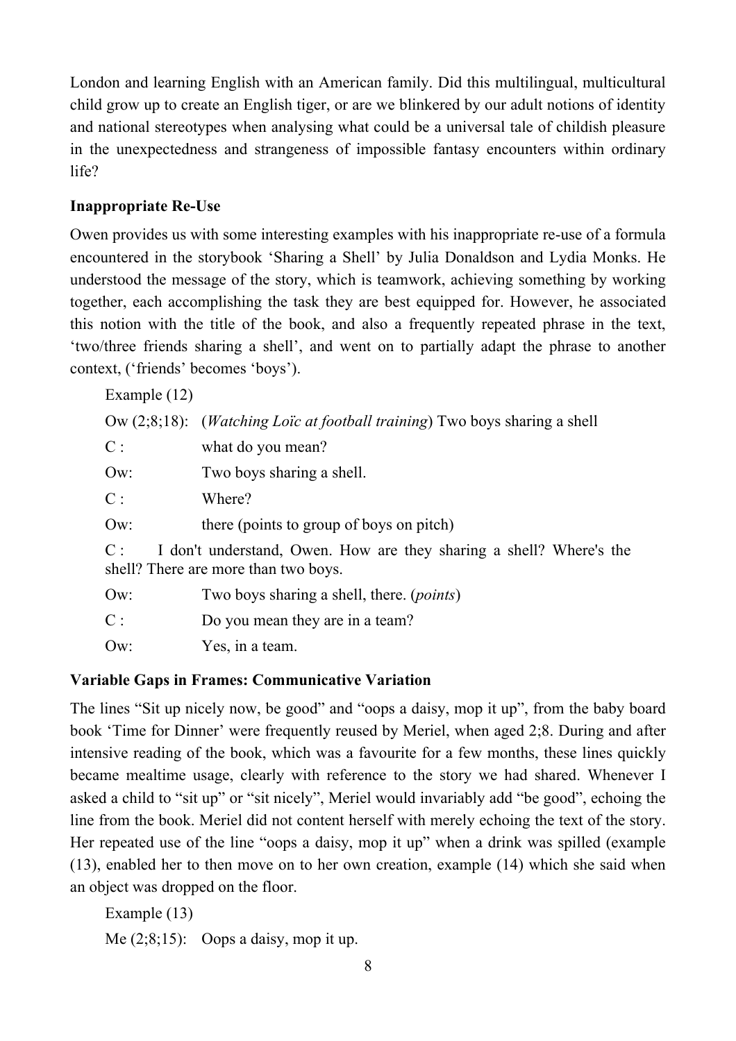London and learning English with an American family. Did this multilingual, multicultural child grow up to create an English tiger, or are we blinkered by our adult notions of identity and national stereotypes when analysing what could be a universal tale of childish pleasure in the unexpectedness and strangeness of impossible fantasy encounters within ordinary life?

**Inappropriate Re-Use**

Owen provides us with some interesting examples with his inappropriate re-use of a formula encountered in the storybook 'Sharing a Shell' by Julia Donaldson and Lydia Monks. He understood the message of the story, which is teamwork, achieving something by working together, each accomplishing the task they are best equipped for. However, he associated this notion with the title of the book, and also a frequently repeated phrase in the text, 'two/three friends sharing a shell', and went on to partially adapt the phrase to another context, ('friends' becomes 'boys').

Example (12)

Ow (2;8;18): (*Watching Loïc at football training*) Two boys sharing a shell

C : what do you mean?

Ow: Two boys sharing a shell.

C : Where?

Ow: there (points to group of boys on pitch)

C : I don't understand, Owen. How are they sharing a shell? Where's the shell? There are more than two boys.

Ow: Two boys sharing a shell, there. (*points*)

C : Do you mean they are in a team?

Ow: Yes, in a team.

**Variable Gaps in Frames: Communicative Variation**

The lines "Sit up nicely now, be good" and "oops a daisy, mop it up", from the baby board book 'Time for Dinner' were frequently reused by Meriel, when aged 2;8. During and after intensive reading of the book, which was a favourite for a few months, these lines quickly became mealtime usage, clearly with reference to the story we had shared. Whenever I asked a child to "sit up" or "sit nicely", Meriel would invariably add "be good", echoing the line from the book. Meriel did not content herself with merely echoing the text of the story. Her repeated use of the line "oops a daisy, mop it up" when a drink was spilled (example (13), enabled her to then move on to her own creation, example (14) which she said when an object was dropped on the floor.

Example (13)

Me (2;8;15): Oops a daisy, mop it up.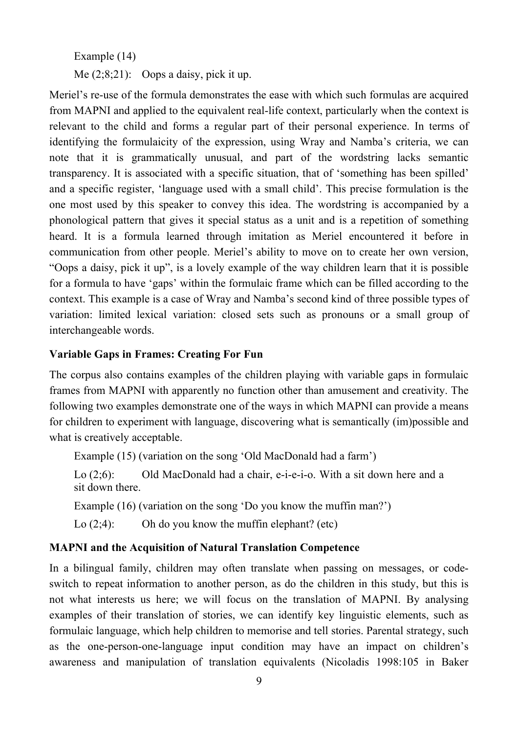Example (14)

Me (2;8;21): Oops a daisy, pick it up.

Meriel's re-use of the formula demonstrates the ease with which such formulas are acquired from MAPNI and applied to the equivalent real-life context, particularly when the context is relevant to the child and forms a regular part of their personal experience. In terms of identifying the formulaicity of the expression, using Wray and Namba's criteria, we can note that it is grammatically unusual, and part of the wordstring lacks semantic transparency. It is associated with a specific situation, that of 'something has been spilled' and a specific register, 'language used with a small child'. This precise formulation is the one most used by this speaker to convey this idea. The wordstring is accompanied by a phonological pattern that gives it special status as a unit and is a repetition of something heard. It is a formula learned through imitation as Meriel encountered it before in communication from other people. Meriel's ability to move on to create her own version, "Oops a daisy, pick it up", is a lovely example of the way children learn that it is possible for a formula to have 'gaps' within the formulaic frame which can be filled according to the context. This example is a case of Wray and Namba's second kind of three possible types of variation: limited lexical variation: closed sets such as pronouns or a small group of interchangeable words.

**Variable Gaps in Frames: Creating For Fun**

The corpus also contains examples of the children playing with variable gaps in formulaic frames from MAPNI with apparently no function other than amusement and creativity. The following two examples demonstrate one of the ways in which MAPNI can provide a means for children to experiment with language, discovering what is semantically (im)possible and what is creatively acceptable.

Example (15) (variation on the song 'Old MacDonald had a farm')

Lo (2;6): Old MacDonald had a chair, e-i-e-i-o. With a sit down here and a sit down there.

Example (16) (variation on the song 'Do you know the muffin man?')

Lo (2;4): Oh do you know the muffin elephant? (etc)

**MAPNI and the Acquisition of Natural Translation Competence**

In a bilingual family, children may often translate when passing on messages, or code-switch to repeat information to another person, as do the children in this study, but this is not what interests us here; we will focus on the translation of MAPNI. By analysing examples of their translation of stories, we can identify key linguistic elements, such as formulaic language, which help children to memorise and tell stories. Parental strategy, such as the one-person-one-language input condition may have an impact on children's awareness and manipulation of translation equivalents (Nicoladis 1998:105 in Baker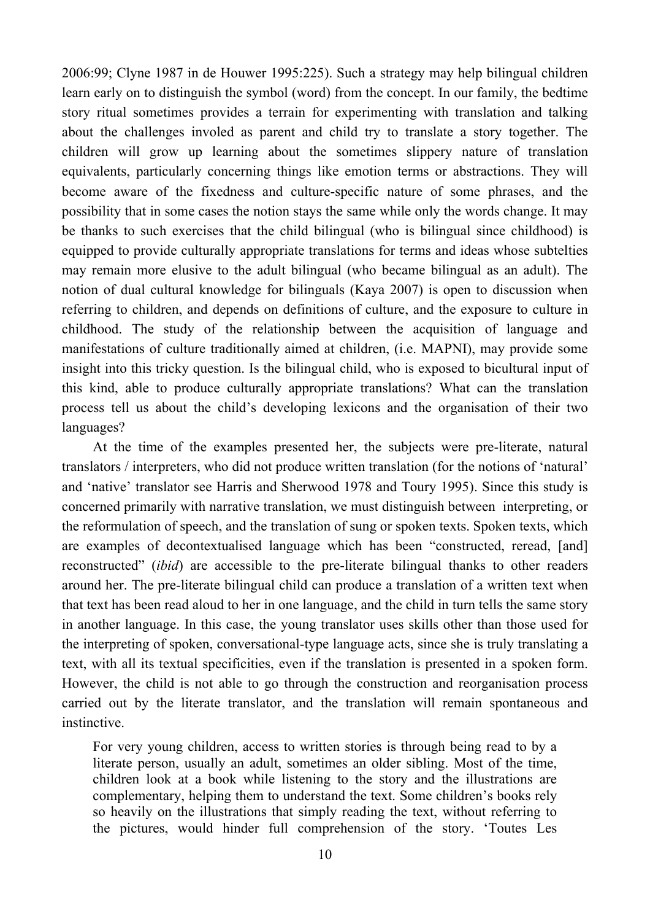2006:99; Clyne 1987 in de Houwer 1995:225). Such a strategy may help bilingual children learn early on to distinguish the symbol (word) from the concept. In our family, the bedtime story ritual sometimes provides a terrain for experimenting with translation and talking about the challenges involed as parent and child try to translate a story together. The children will grow up learning about the sometimes slippery nature of translation equivalents, particularly concerning things like emotion terms or abstractions. They will become aware of the fixedness and culture-specific nature of some phrases, and the possibility that in some cases the notion stays the same while only the words change. It may be thanks to such exercises that the child bilingual (who is bilingual since childhood) is equipped to provide culturally appropriate translations for terms and ideas whose subtelties may remain more elusive to the adult bilingual (who became bilingual as an adult). The notion of dual cultural knowledge for bilinguals (Kaya 2007) is open to discussion when referring to children, and depends on definitions of culture, and the exposure to culture in childhood. The study of the relationship between the acquisition of language and manifestations of culture traditionally aimed at children, (i.e. MAPNI), may provide some insight into this tricky question. Is the bilingual child, who is exposed to bicultural input of this kind, able to produce culturally appropriate translations? What can the translation process tell us about the child's developing lexicons and the organisation of their two languages?

At the time of the examples presented her, the subjects were pre-literate, natural translators / interpreters, who did not produce written translation (for the notions of 'natural' and 'native' translator see Harris and Sherwood 1978 and Toury 1995). Since this study is concerned primarily with narrative translation, we must distinguish between interpreting, or the reformulation of speech, and the translation of sung or spoken texts. Spoken texts, which are examples of decontextualised language which has been "constructed, reread, [and] reconstructed" (*ibid*) are accessible to the pre-literate bilingual thanks to other readers around her. The pre-literate bilingual child can produce a translation of a written text when that text has been read aloud to her in one language, and the child in turn tells the same story in another language. In this case, the young translator uses skills other than those used for the interpreting of spoken, conversational-type language acts, since she is truly translating a text, with all its textual specificities, even if the translation is presented in a spoken form. However, the child is not able to go through the construction and reorganisation process carried out by the literate translator, and the translation will remain spontaneous and instinctive.

> For very young children, access to written stories is through being read to by a literate person, usually an adult, sometimes an older sibling. Most of the time, children look at a book while listening to the story and the illustrations are complementary, helping them to understand the text. Some children's books rely so heavily on the illustrations that simply reading the text, without referring to the pictures, would hinder full comprehension of the story. 'Toutes Les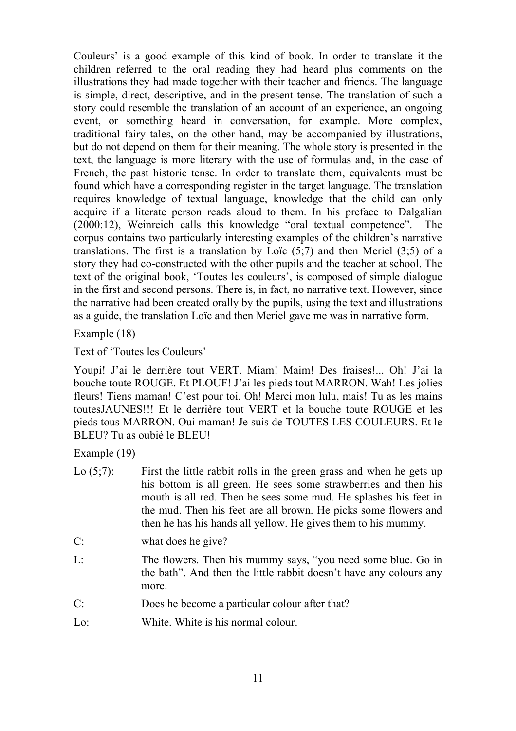Couleurs' is a good example of this kind of book. In order to translate it the children referred to the oral reading they had heard plus comments on the illustrations they had made together with their teacher and friends. The language is simple, direct, descriptive, and in the present tense. The translation of such a story could resemble the translation of an account of an experience, an ongoing event, or something heard in conversation, for example. More complex, traditional fairy tales, on the other hand, may be accompanied by illustrations, but do not depend on them for their meaning. The whole story is presented in the text, the language is more literary with the use of formulas and, in the case of French, the past historic tense. In order to translate them, equivalents must be found which have a corresponding register in the target language. The translation requires knowledge of textual language, knowledge that the child can only acquire if a literate person reads aloud to them. In his preface to Dalgalian (2000:12), Weinreich calls this knowledge "oral textual competence". The corpus contains two particularly interesting examples of the children's narrative translations. The first is a translation by Loïc (5;7) and then Meriel (3;5) of a story they had co-constructed with the other pupils and the teacher at school. The text of the original book, 'Toutes les couleurs', is composed of simple dialogue in the first and second persons. There is, in fact, no narrative text. However, since the narrative had been created orally by the pupils, using the text and illustrations as a guide, the translation Loïc and then Meriel gave me was in narrative form.

Example (18)

Text of 'Toutes les Couleurs'

Youpi! J'ai le derrière tout VERT. Miam! Maim! Des fraises!... Oh! J'ai la bouche toute ROUGE. Et PLOUF! J'ai les pieds tout MARRON. Wah! Les jolies fleurs! Tiens maman! C'est pour toi. Oh! Merci mon lulu, mais! Tu as les mains toutesJAUNES!!! Et le derrière tout VERT et la bouche toute ROUGE et les pieds tous MARRON. Oui maman! Je suis de TOUTES LES COULEURS. Et le BLEU? Tu as oubié le BLEU!

Example (19)

| | |
|---|---|
| Lo (5;7): | First the little rabbit rolls in the green grass and when he gets up his bottom is all green. He sees some strawberries and then his mouth is all red. Then he sees some mud. He splashes his feet in the mud. Then his feet are all brown. He picks some flowers and then he has his hands all yellow. He gives them to his mummy. |
| C: | what does he give? |
| L: | The flowers. Then his mummy says, "you need some blue. Go in the bath". And then the little rabbit doesn't have any colours any more. |
| C: | Does he become a particular colour after that? |
| Lo: | White. White is his normal colour. |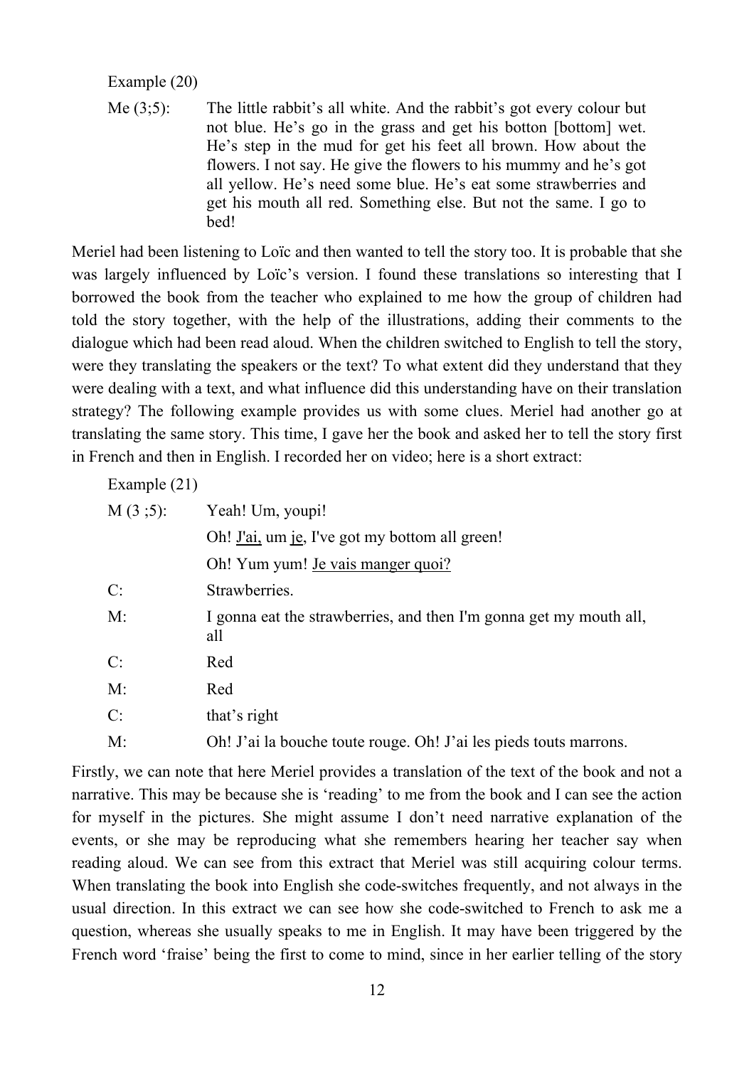Example (20)

Me (3;5): The little rabbit's all white. And the rabbit's got every colour but not blue. He's go in the grass and get his botton [bottom] wet. He's step in the mud for get his feet all brown. How about the flowers. I not say. He give the flowers to his mummy and he's got all yellow. He's need some blue. He's eat some strawberries and get his mouth all red. Something else. But not the same. I go to bed!

Meriel had been listening to Loïc and then wanted to tell the story too. It is probable that she was largely influenced by Loïc's version. I found these translations so interesting that I borrowed the book from the teacher who explained to me how the group of children had told the story together, with the help of the illustrations, adding their comments to the dialogue which had been read aloud. When the children switched to English to tell the story, were they translating the speakers or the text? To what extent did they understand that they were dealing with a text, and what influence did this understanding have on their translation strategy? The following example provides us with some clues. Meriel had another go at translating the same story. This time, I gave her the book and asked her to tell the story first in French and then in English. I recorded her on video; here is a short extract:

Example (21)

M (3 ;5): Yeah! Um, youpi!

Oh! <u>J'ai,</u> um <u>je</u>, I've got my bottom all green!

Oh! Yum yum! <u>Je vais manger quoi?</u>

C: Strawberries.

M: I gonna eat the strawberries, and then I'm gonna get my mouth all, all

C: Red

M: Red

C: that's right

M: Oh! J'ai la bouche toute rouge. Oh! J'ai les pieds touts marrons.

Firstly, we can note that here Meriel provides a translation of the text of the book and not a narrative. This may be because she is 'reading' to me from the book and I can see the action for myself in the pictures. She might assume I don't need narrative explanation of the events, or she may be reproducing what she remembers hearing her teacher say when reading aloud. We can see from this extract that Meriel was still acquiring colour terms. When translating the book into English she code-switches frequently, and not always in the usual direction. In this extract we can see how she code-switched to French to ask me a question, whereas she usually speaks to me in English. It may have been triggered by the French word 'fraise' being the first to come to mind, since in her earlier telling of the story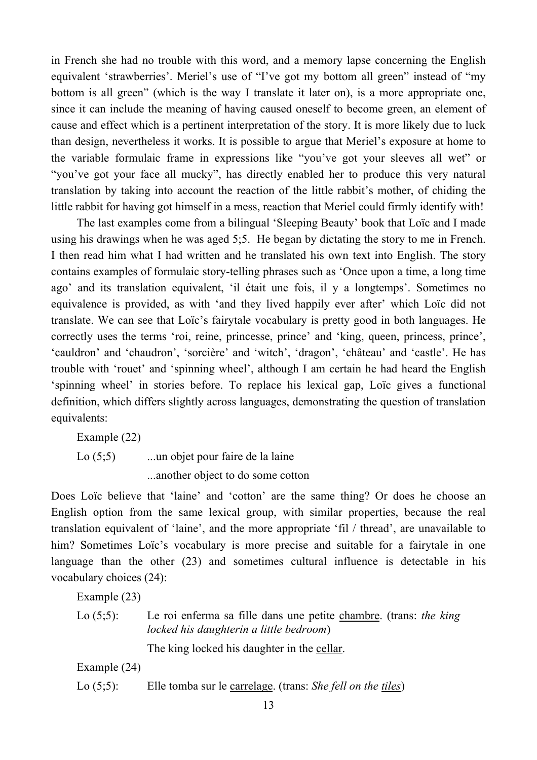in French she had no trouble with this word, and a memory lapse concerning the English equivalent 'strawberries'. Meriel's use of "I've got my bottom all green" instead of "my bottom is all green" (which is the way I translate it later on), is a more appropriate one, since it can include the meaning of having caused oneself to become green, an element of cause and effect which is a pertinent interpretation of the story. It is more likely due to luck than design, nevertheless it works. It is possible to argue that Meriel's exposure at home to the variable formulaic frame in expressions like "you've got your sleeves all wet" or "you've got your face all mucky", has directly enabled her to produce this very natural translation by taking into account the reaction of the little rabbit's mother, of chiding the little rabbit for having got himself in a mess, reaction that Meriel could firmly identify with!

The last examples come from a bilingual 'Sleeping Beauty' book that Loïc and I made using his drawings when he was aged 5;5. He began by dictating the story to me in French. I then read him what I had written and he translated his own text into English. The story contains examples of formulaic story-telling phrases such as 'Once upon a time, a long time ago' and its translation equivalent, 'il était une fois, il y a longtemps'. Sometimes no equivalence is provided, as with 'and they lived happily ever after' which Loïc did not translate. We can see that Loïc's fairytale vocabulary is pretty good in both languages. He correctly uses the terms 'roi, reine, princesse, prince' and 'king, queen, princess, prince', 'cauldron' and 'chaudron', 'sorcière' and 'witch', 'dragon', 'château' and 'castle'. He has trouble with 'rouet' and 'spinning wheel', although I am certain he had heard the English 'spinning wheel' in stories before. To replace his lexical gap, Loïc gives a functional definition, which differs slightly across languages, demonstrating the question of translation equivalents:

Example (22)

Lo (5;5) ...un objet pour faire de la laine

...another object to do some cotton

Does Loïc believe that 'laine' and 'cotton' are the same thing? Or does he choose an English option from the same lexical group, with similar properties, because the real translation equivalent of 'laine', and the more appropriate 'fil / thread', are unavailable to him? Sometimes Loïc's vocabulary is more precise and suitable for a fairytale in one language than the other (23) and sometimes cultural influence is detectable in his vocabulary choices (24):

Example (23)

Lo (5;5): Le roi enferma sa fille dans une petite <u>chambre</u>. (trans: *the king locked his daughterin a little bedroom*)

The king locked his daughter in the <u>cellar</u>.

Example (24)

Lo (5;5): Elle tomba sur le <u>carrelage</u>. (trans: *She fell on the <u>tiles</u>*)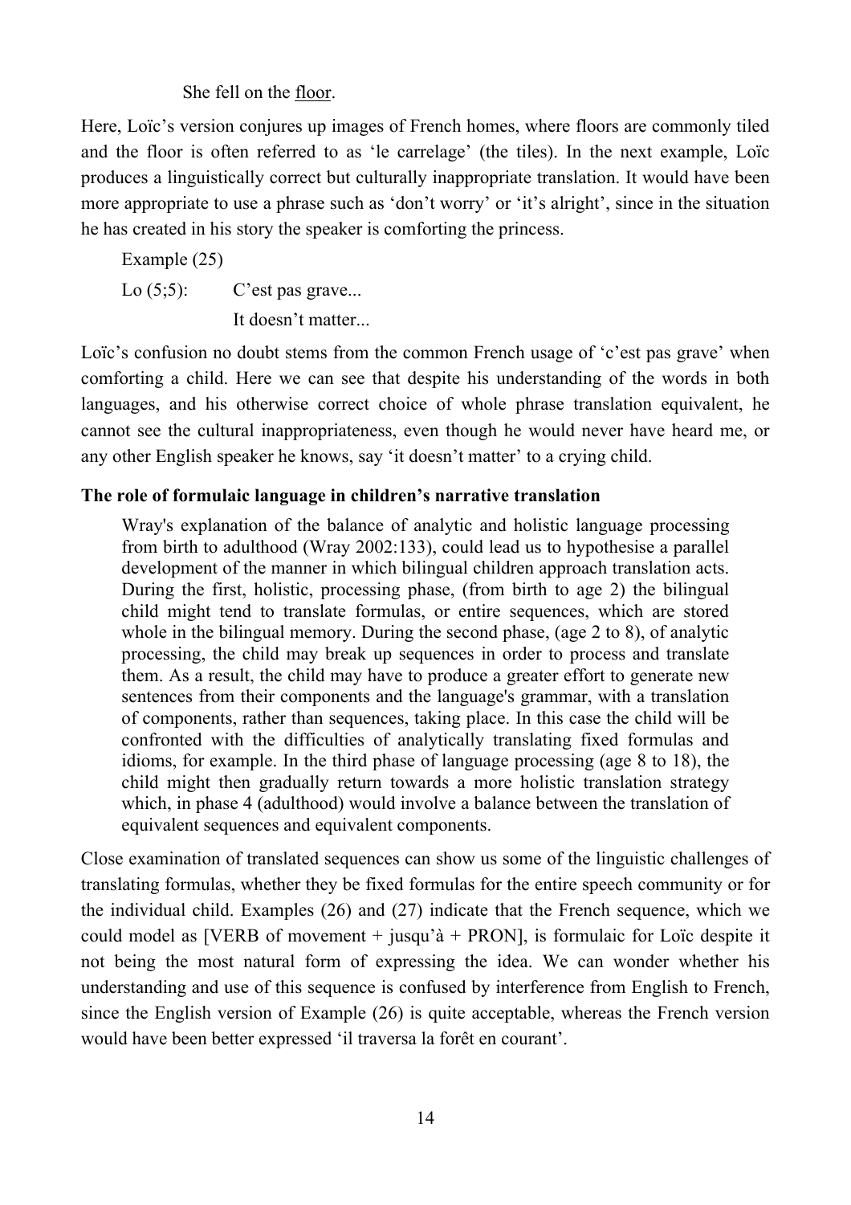She fell on the <u>floor</u>.

Here, Loïc's version conjures up images of French homes, where floors are commonly tiled and the floor is often referred to as 'le carrelage' (the tiles). In the next example, Loïc produces a linguistically correct but culturally inappropriate translation. It would have been more appropriate to use a phrase such as 'don't worry' or 'it's alright', since in the situation he has created in his story the speaker is comforting the princess.

Example (25)

Lo (5;5): C'est pas grave...

It doesn't matter...

Loïc's confusion no doubt stems from the common French usage of 'c'est pas grave' when comforting a child. Here we can see that despite his understanding of the words in both languages, and his otherwise correct choice of whole phrase translation equivalent, he cannot see the cultural inappropriateness, even though he would never have heard me, or any other English speaker he knows, say 'it doesn't matter' to a crying child.

**The role of formulaic language in children's narrative translation**

> Wray's explanation of the balance of analytic and holistic language processing from birth to adulthood (Wray 2002:133), could lead us to hypothesise a parallel development of the manner in which bilingual children approach translation acts. During the first, holistic, processing phase, (from birth to age 2) the bilingual child might tend to translate formulas, or entire sequences, which are stored whole in the bilingual memory. During the second phase, (age 2 to 8), of analytic processing, the child may break up sequences in order to process and translate them. As a result, the child may have to produce a greater effort to generate new sentences from their components and the language's grammar, with a translation of components, rather than sequences, taking place. In this case the child will be confronted with the difficulties of analytically translating fixed formulas and idioms, for example. In the third phase of language processing (age 8 to 18), the child might then gradually return towards a more holistic translation strategy which, in phase 4 (adulthood) would involve a balance between the translation of equivalent sequences and equivalent components.

Close examination of translated sequences can show us some of the linguistic challenges of translating formulas, whether they be fixed formulas for the entire speech community or for the individual child. Examples (26) and (27) indicate that the French sequence, which we could model as [VERB of movement + jusqu'à + PRON], is formulaic for Loïc despite it not being the most natural form of expressing the idea. We can wonder whether his understanding and use of this sequence is confused by interference from English to French, since the English version of Example (26) is quite acceptable, whereas the French version would have been better expressed 'il traversa la forêt en courant'.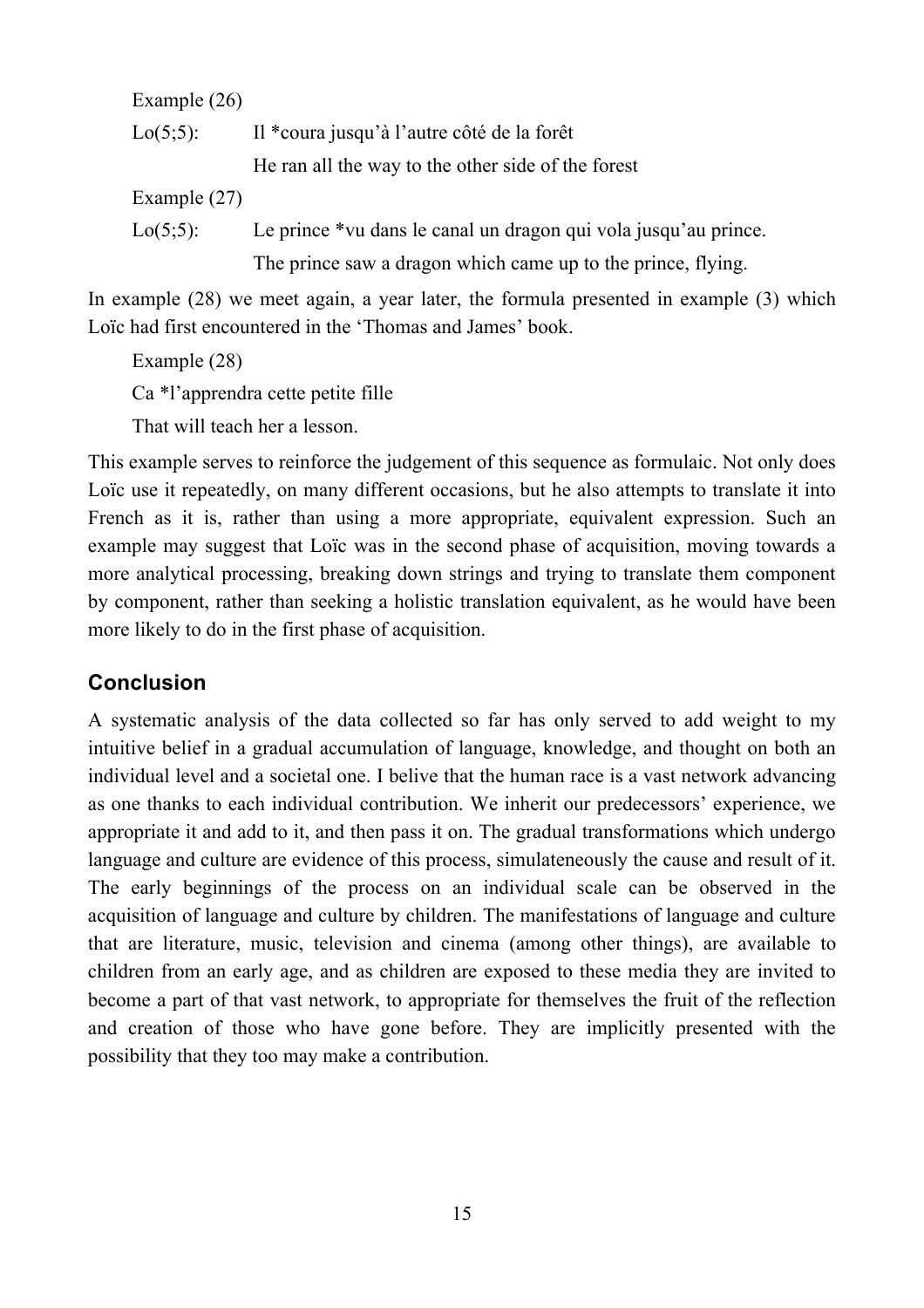Example (26)

Lo(5;5): Il *coura jusqu'à l'autre côté de la forêt

He ran all the way to the other side of the forest

Example (27)

Lo(5;5): Le prince *vu dans le canal un dragon qui vola jusqu'au prince.

The prince saw a dragon which came up to the prince, flying.

In example (28) we meet again, a year later, the formula presented in example (3) which Loïc had first encountered in the 'Thomas and James' book.

Example (28)

Ca *l'apprendra cette petite fille

That will teach her a lesson.

This example serves to reinforce the judgement of this sequence as formulaic. Not only does Loïc use it repeatedly, on many different occasions, but he also attempts to translate it into French as it is, rather than using a more appropriate, equivalent expression. Such an example may suggest that Loïc was in the second phase of acquisition, moving towards a more analytical processing, breaking down strings and trying to translate them component by component, rather than seeking a holistic translation equivalent, as he would have been more likely to do in the first phase of acquisition.

## Conclusion

A systematic analysis of the data collected so far has only served to add weight to my intuitive belief in a gradual accumulation of language, knowledge, and thought on both an individual level and a societal one. I belive that the human race is a vast network advancing as one thanks to each individual contribution. We inherit our predecessors' experience, we appropriate it and add to it, and then pass it on. The gradual transformations which undergo language and culture are evidence of this process, simulateneously the cause and result of it. The early beginnings of the process on an individual scale can be observed in the acquisition of language and culture by children. The manifestations of language and culture that are literature, music, television and cinema (among other things), are available to children from an early age, and as children are exposed to these media they are invited to become a part of that vast network, to appropriate for themselves the fruit of the reflection and creation of those who have gone before. They are implicitly presented with the possibility that they too may make a contribution.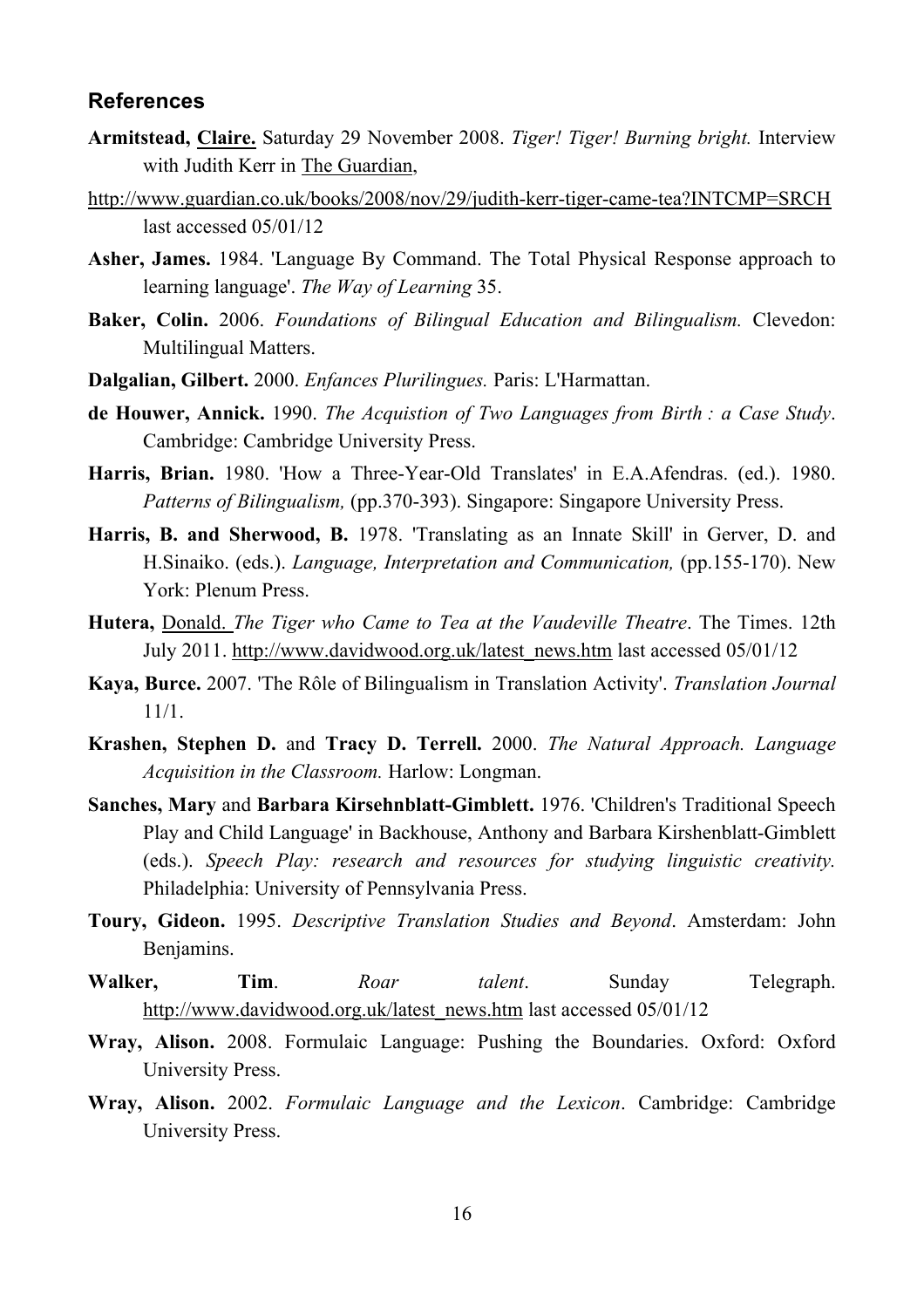## References

**Armitstead, Claire.** Saturday 29 November 2008. *Tiger! Tiger! Burning bright.* Interview with Judith Kerr in The Guardian,

http://www.guardian.co.uk/books/2008/nov/29/judith-kerr-tiger-came-tea?INTCMP=SRCH last accessed 05/01/12

**Asher, James.** 1984. 'Language By Command. The Total Physical Response approach to learning language'. *The Way of Learning* 35.

**Baker, Colin.** 2006. *Foundations of Bilingual Education and Bilingualism.* Clevedon: Multilingual Matters.

**Dalgalian, Gilbert.** 2000. *Enfances Plurilingues.* Paris: L'Harmattan.

**de Houwer, Annick.** 1990. *The Acquistion of Two Languages from Birth : a Case Study*. Cambridge: Cambridge University Press.

**Harris, Brian.** 1980. 'How a Three-Year-Old Translates' in E.A.Afendras. (ed.). 1980. *Patterns of Bilingualism,* (pp.370-393). Singapore: Singapore University Press.

**Harris, B. and Sherwood, B.** 1978. 'Translating as an Innate Skill' in Gerver, D. and H.Sinaiko. (eds.). *Language, Interpretation and Communication,* (pp.155-170). New York: Plenum Press.

**Hutera,** Donald. *The Tiger who Came to Tea at the Vaudeville Theatre*. The Times. 12th July 2011. http://www.davidwood.org.uk/latest_news.htm last accessed 05/01/12

**Kaya, Burce.** 2007. 'The Rôle of Bilingualism in Translation Activity'. *Translation Journal* 11/1.

**Krashen, Stephen D.** and **Tracy D. Terrell.** 2000. *The Natural Approach. Language Acquisition in the Classroom.* Harlow: Longman.

**Sanches, Mary** and **Barbara Kirsehnblatt-Gimblett.** 1976. 'Children's Traditional Speech Play and Child Language' in Backhouse, Anthony and Barbara Kirshenblatt-Gimblett (eds.). *Speech Play: research and resources for studying linguistic creativity.* Philadelphia: University of Pennsylvania Press.

**Toury, Gideon.** 1995. *Descriptive Translation Studies and Beyond*. Amsterdam: John Benjamins.

**Walker, Tim**. *Roar talent*. Sunday Telegraph. http://www.davidwood.org.uk/latest_news.htm last accessed 05/01/12

**Wray, Alison.** 2008. Formulaic Language: Pushing the Boundaries. Oxford: Oxford University Press.

**Wray, Alison.** 2002. *Formulaic Language and the Lexicon*. Cambridge: Cambridge University Press.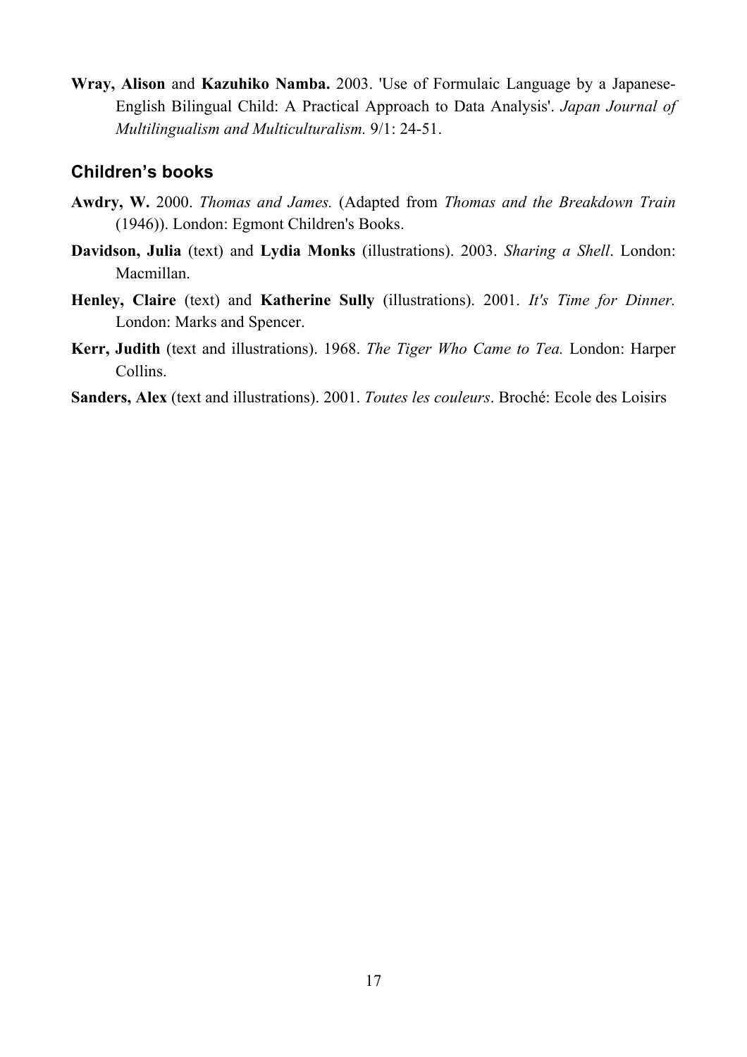**Wray, Alison** and **Kazuhiko Namba.** 2003. 'Use of Formulaic Language by a Japanese-English Bilingual Child: A Practical Approach to Data Analysis'. *Japan Journal of Multilingualism and Multiculturalism.* 9/1: 24-51.

## Children's books

**Awdry, W.** 2000. *Thomas and James.* (Adapted from *Thomas and the Breakdown Train* (1946)). London: Egmont Children's Books.

**Davidson, Julia** (text) and **Lydia Monks** (illustrations). 2003. *Sharing a Shell*. London: Macmillan.

**Henley, Claire** (text) and **Katherine Sully** (illustrations). 2001. *It's Time for Dinner.* London: Marks and Spencer.

**Kerr, Judith** (text and illustrations). 1968. *The Tiger Who Came to Tea.* London: Harper Collins.

**Sanders, Alex** (text and illustrations). 2001. *Toutes les couleurs*. Broché: Ecole des Loisirs